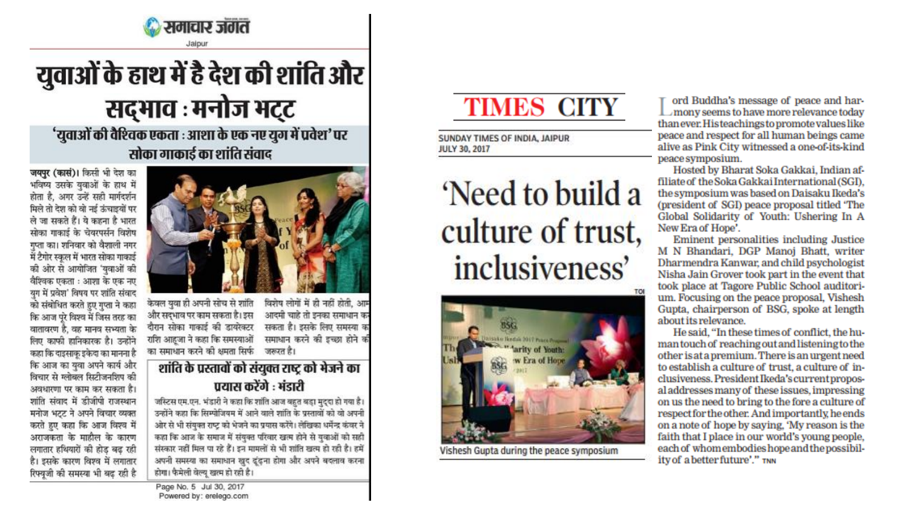समाचार जगत

Jaipur

# युवाओं के हाथ में है देश की शांति और सद्भाव : मनोज भट्ट

## 'युवाओं की वैश्विक एकता : आशा के एक नए युग में प्रवेश' पर सोका गाकाई का शांति संवाद

**जयपुर (कासं)।** किसी भी देश का भविष्य उसके युवाओं के हाथ में होता है, अगर उन्हें सही मार्गदर्शन मिले तो देश को वो नई ऊंचाइयों पर ले जा सकते हैं। ये कहना है भारत सोका गाकाई के चेयरपर्सन विशेष गुप्ता का। शनिवार को वैशाली नगर में टैगोर स्कूल में भारत सोका गाकाई की ओर से आयोजित 'युवाओं की वैश्विक एकता : आशा के एक नए युग में प्रवेश' विषय पर शांति संवाद को संबोधित करते हुए गुप्ता ने कहा कि आज पूरे विश्व में जिस तरह का वातावरण है, वह मानव सभ्यता के लिए काफी हानिकारक है। उन्होंने कहा कि दाइसाकू इकेदा का मानना है कि आज का युवा अपने कार्य और विचार से ग्लोबल सिटीजनशिप की अवधारणा पर काम कर सकता है। शांति संवाद में डीजीपी राजस्थान मनोज भट्ट ने अपने विचार व्यक्त करते हुए कहा कि आज विश्व में अराजकता के माहौल के कारण लगातार हथियारों की होड़ बढ़ रही है। इसके कारण विश्व में लगातार रिफ्यूजी की समस्या भी बढ़ रही है केवल युवा ही अपनी सोच से शांति और सद्भाव पर काम सकता है। इस दौरान सोका गाकाई की डायरेक्टर राशि आहूजा ने कहा कि समस्याओं का समाधान करने की क्षमता सिर्फ विशेष लोगों में ही नहीं होती, आम आदमी चाहे तो इनका समाधान कर सकता है। इसके लिए समस्या का समाधान करने की इच्छा होने की जरूरत है।

### शांति के प्रस्तावों को संयुक्त राष्ट्र को भेजने का प्रयास करेंगे : भंडारी

जस्टिस एम.एन. भंडारी ने कहा कि शांति आज बहुत बड़ा मुद्दा हो गया है। उन्होंने कहा कि सिम्पोजियम में आने वाले शांति के प्रस्तावों को वो अपनी ओर से भी संयुक्त राष्ट्र को भेजने का प्रयास करेंगे। लेखिका धर्मेंद्र कंवर ने कहा कि आज के समाज में संयुक्त परिवार खत्म होने से युवाओं को सही संस्कार नहीं मिल पा रहे हैं। इन मामलों से भी शांति खत्म हो रही है। हमें अपनी समस्या का समाधान खुद ढूंढ़ना होगा और अपने बदलाव करना होगा। फैमेली वेल्यू खत्म हो रही है।

Page No. 5 Jul 30, 2017

Powered by: erelego.com

---

TIMES CITY

SUNDAY TIMES OF INDIA, JAIPUR
JULY 30, 2017

# 'Need to build a culture of trust, inclusiveness'

Vishesh Gupta during the peace symposium

Lord Buddha's message of peace and harmony seems to have more relevance today than ever. His teachings to promote values like peace and respect for all human beings came alive as Pink City witnessed a one-of-its-kind peace symposium.

Hosted by Bharat Soka Gakkai, Indian affiliate of the Soka Gakkai International (SGI), the symposium was based on Daisaku Ikeda's (president of SGI) peace proposal titled 'The Global Solidarity of Youth: Ushering In A New Era of Hope'.

Eminent personalities including Justice M N Bhandari, DGP Manoj Bhatt, writer Dharmendra Kanwar, and child psychologist Nisha Jain Grover took part in the event that took place at Tagore Public School auditorium. Focusing on the peace proposal, Vishesh Gupta, chairperson of BSG, spoke at length about its relevance.

He said, "In these times of conflict, the human touch of reaching out and listening to the other is at a premium. There is an urgent need to establish a culture of trust, a culture of inclusiveness. President Ikeda's current proposal addresses many of these issues, impressing on us the need to bring to the fore a culture of respect for the other. And importantly, he ends on a note of hope by saying, 'My reason is the faith that I place in our world's young people, each of whom embodies hope and the possibility of a better future'." TNN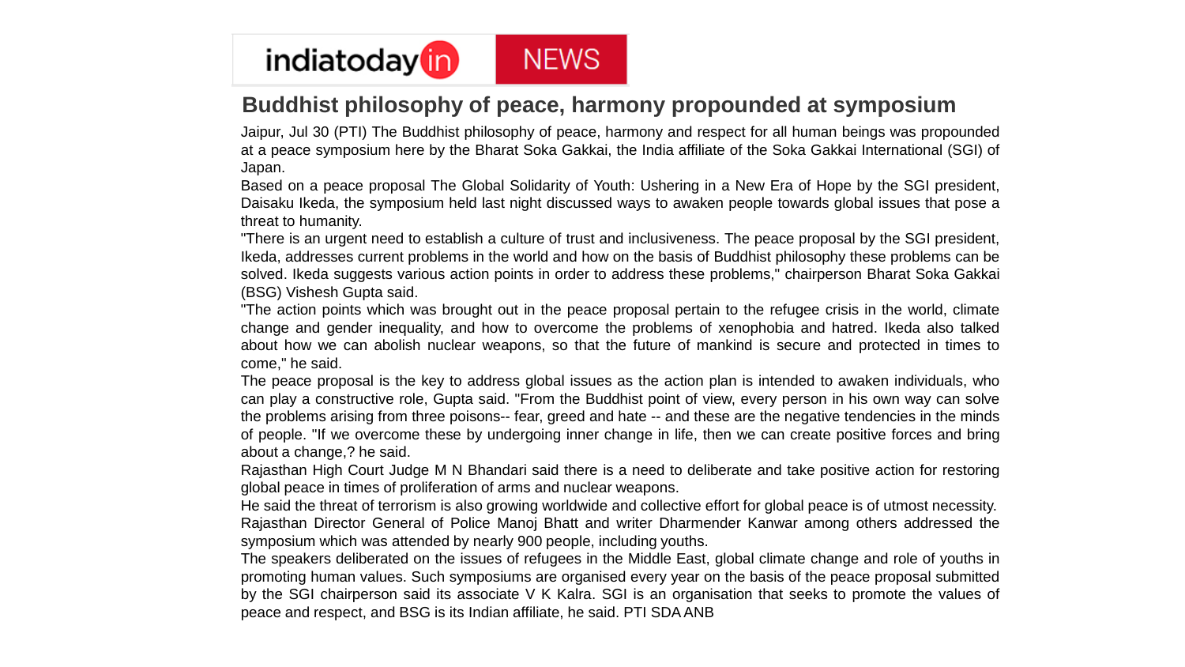indiatoday in NEWS

# Buddhist philosophy of peace, harmony propounded at symposium

Jaipur, Jul 30 (PTI) The Buddhist philosophy of peace, harmony and respect for all human beings was propounded at a peace symposium here by the Bharat Soka Gakkai, the India affiliate of the Soka Gakkai International (SGI) of Japan.

Based on a peace proposal The Global Solidarity of Youth: Ushering in a New Era of Hope by the SGI president, Daisaku Ikeda, the symposium held last night discussed ways to awaken people towards global issues that pose a threat to humanity.

"There is an urgent need to establish a culture of trust and inclusiveness. The peace proposal by the SGI president, Ikeda, addresses current problems in the world and how on the basis of Buddhist philosophy these problems can be solved. Ikeda suggests various action points in order to address these problems," chairperson Bharat Soka Gakkai (BSG) Vishesh Gupta said.

"The action points which was brought out in the peace proposal pertain to the refugee crisis in the world, climate change and gender inequality, and how to overcome the problems of xenophobia and hatred. Ikeda also talked about how we can abolish nuclear weapons, so that the future of mankind is secure and protected in times to come," he said.

The peace proposal is the key to address global issues as the action plan is intended to awaken individuals, who can play a constructive role, Gupta said. "From the Buddhist point of view, every person in his own way can solve the problems arising from three poisons-- fear, greed and hate -- and these are the negative tendencies in the minds of people. "If we overcome these by undergoing inner change in life, then we can create positive forces and bring about a change,? he said.

Rajasthan High Court Judge M N Bhandari said there is a need to deliberate and take positive action for restoring global peace in times of proliferation of arms and nuclear weapons.

He said the threat of terrorism is also growing worldwide and collective effort for global peace is of utmost necessity.

Rajasthan Director General of Police Manoj Bhatt and writer Dharmender Kanwar among others addressed the symposium which was attended by nearly 900 people, including youths.

The speakers deliberated on the issues of refugees in the Middle East, global climate change and role of youths in promoting human values. Such symposiums are organised every year on the basis of the peace proposal submitted by the SGI chairperson said its associate V K Kalra. SGI is an organisation that seeks to promote the values of peace and respect, and BSG is its Indian affiliate, he said. PTI SDA ANB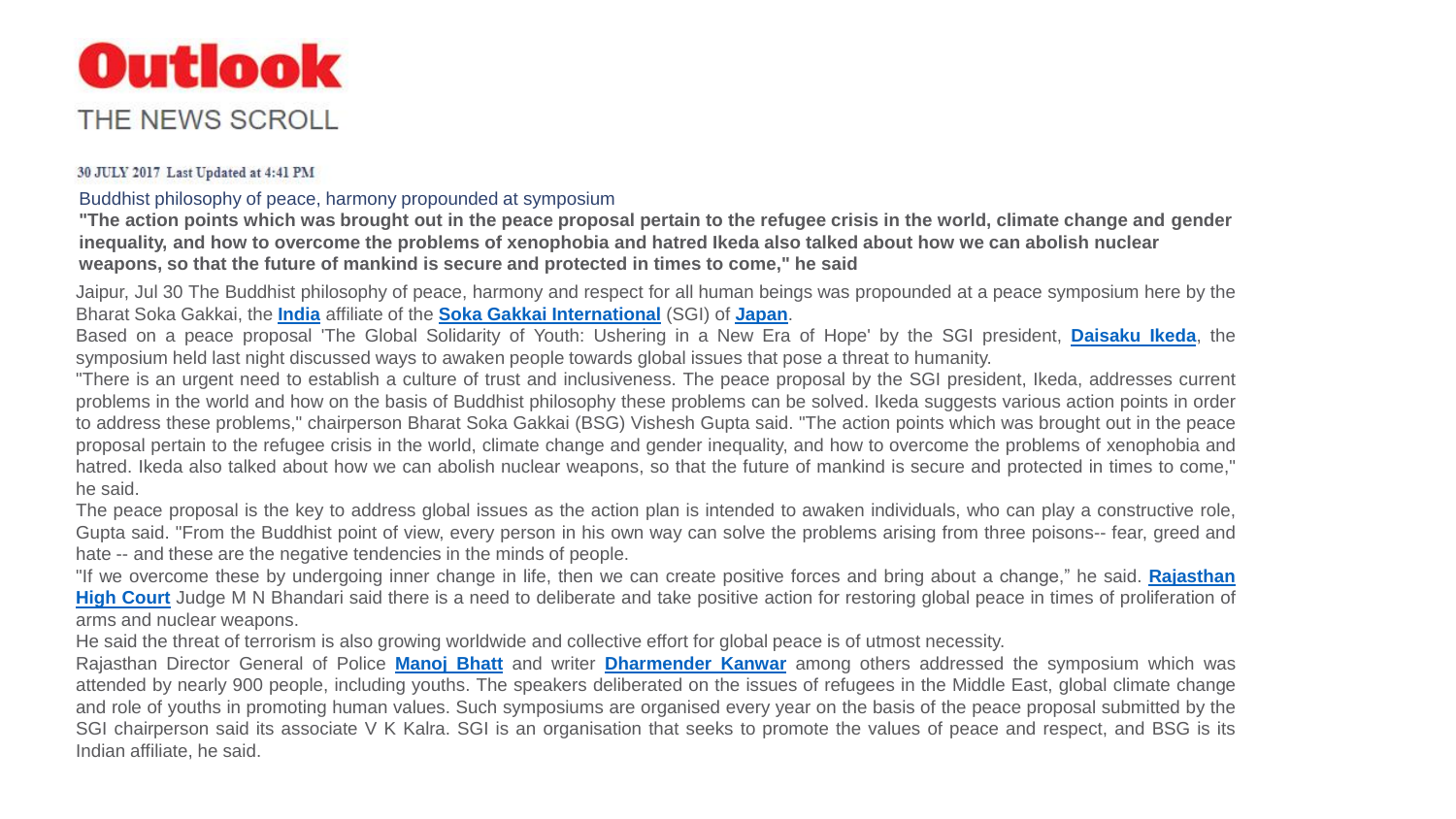# Outlook

THE NEWS SCROLL

30 JULY 2017 Last Updated at 4:41 PM

## Buddhist philosophy of peace, harmony propounded at symposium

**"The action points which was brought out in the peace proposal pertain to the refugee crisis in the world, climate change and gender inequality, and how to overcome the problems of xenophobia and hatred Ikeda also talked about how we can abolish nuclear weapons, so that the future of mankind is secure and protected in times to come," he said**

Jaipur, Jul 30 The Buddhist philosophy of peace, harmony and respect for all human beings was propounded at a peace symposium here by the Bharat Soka Gakkai, the **India** affiliate of the **Soka Gakkai International** (SGI) of **Japan**.

Based on a peace proposal 'The Global Solidarity of Youth: Ushering in a New Era of Hope' by the SGI president, **Daisaku Ikeda**, the symposium held last night discussed ways to awaken people towards global issues that pose a threat to humanity.

"There is an urgent need to establish a culture of trust and inclusiveness. The peace proposal by the SGI president, Ikeda, addresses current problems in the world and how on the basis of Buddhist philosophy these problems can be solved. Ikeda suggests various action points in order to address these problems," chairperson Bharat Soka Gakkai (BSG) Vishesh Gupta said. "The action points which was brought out in the peace proposal pertain to the refugee crisis in the world, climate change and gender inequality, and how to overcome the problems of xenophobia and hatred. Ikeda also talked about how we can abolish nuclear weapons, so that the future of mankind is secure and protected in times to come," he said.

The peace proposal is the key to address global issues as the action plan is intended to awaken individuals, who can play a constructive role, Gupta said. "From the Buddhist point of view, every person in his own way can solve the problems arising from three poisons-- fear, greed and hate -- and these are the negative tendencies in the minds of people.

"If we overcome these by undergoing inner change in life, then we can create positive forces and bring about a change," he said. **Rajasthan High Court** Judge M N Bhandari said there is a need to deliberate and take positive action for restoring global peace in times of proliferation of arms and nuclear weapons.

He said the threat of terrorism is also growing worldwide and collective effort for global peace is of utmost necessity.

Rajasthan Director General of Police **Manoj Bhatt** and writer **Dharmender Kanwar** among others addressed the symposium which was attended by nearly 900 people, including youths. The speakers deliberated on the issues of refugees in the Middle East, global climate change and role of youths in promoting human values. Such symposiums are organised every year on the basis of the peace proposal submitted by the SGI chairperson said its associate V K Kalra. SGI is an organisation that seeks to promote the values of peace and respect, and BSG is its Indian affiliate, he said.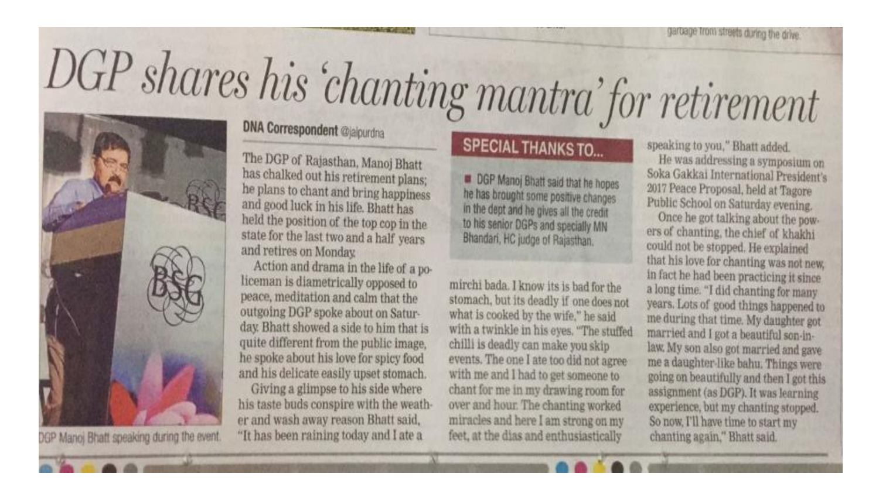# DGP shares his 'chanting mantra' for retirement

DGP Manoj Bhatt speaking during the event.

**DNA Correspondent** @jaipurdna

The DGP of Rajasthan, Manoj Bhatt has chalked out his retirement plans; he plans to chant and bring happiness and good luck in his life. Bhatt has held the position of the top cop in the state for the last two and a half years and retires on Monday.

Action and drama in the life of a policeman is diametrically opposed to peace, meditation and calm that the outgoing DGP spoke about on Saturday. Bhatt showed a side to him that is quite different from the public image, he spoke about his love for spicy food and his delicate easily upset stomach.

Giving a glimpse to his side where his taste buds conspire with the weather and wash away reason Bhatt said, "It has been raining today and I ate a mirchi bada. I know its is bad for the stomach, but its deadly if one does not what is cooked by the wife," he said with a twinkle in his eyes. "The stuffed chilli is deadly can make you skip events. The one I ate too did not agree with me and I had to get someone to chant for me in my drawing room for over and hour. The chanting worked miracles and here I am strong on my feet, at the dias and enthusiastically speaking to you," Bhatt added.

## SPECIAL THANKS TO...

■ DGP Manoj Bhatt said that he hopes he has brought some positive changes in the dept and he gives all the credit to his senior DGPs and specially MN Bhandari, HC judge of Rajasthan.

He was addressing a symposium on Soka Gakkai International President's 2017 Peace Proposal, held at Tagore Public School on Saturday evening.

Once he got talking about the powers of chanting, the chief of khakhi could not be stopped. He explained that his love for chanting was not new, in fact he had been practicing it since a long time. "I did chanting for many years. Lots of good things happened to me during that time. My daughter got married and I got a beautiful son-in-law. My son also got married and gave me a daughter-like bahu. Things were going on beautifully and then I got this assignment (as DGP). It was learning experience, but my chanting stopped. So now, I'll have time to start my chanting again," Bhatt said.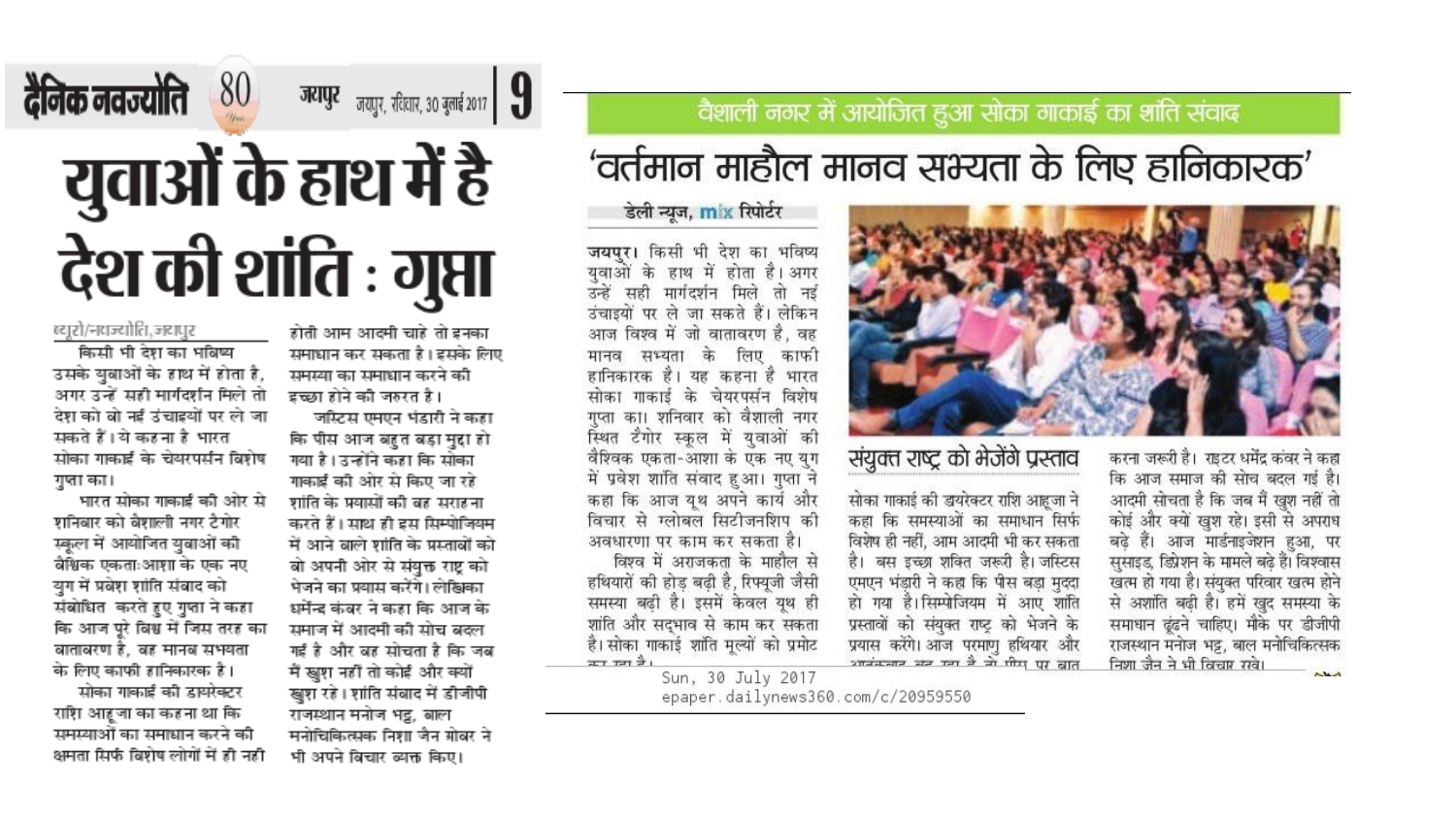दैनिक नवज्योति | जयपुर, रविवार, 30 जुलाई 2017

# युवाओं के हाथ में है देश की शांति : गुप्ता

ब्यूरो/नवज्योति, जयपुर

किसी भी देश का भविष्य उसके युवाओं के हाथ में होता है, अगर उन्हें सही मार्गदर्शन मिले तो देश को वो नई उंचाइयों पर ले जा सकते हैं। ये कहना है भारत सोका गाकाई के चेयरपर्सन विशेष गुप्ता का।

भारत सोका गाकाई की ओर से शनिवार को वैशाली नगर टैगोर स्कूल में आयोजित युवाओं की वैश्विक एकता:आशा के एक नए युग में प्रवेश शांति संवाद को संबोधित करते हुए गुप्ता ने कहा कि आज पूरे विश्व में जिस तरह का वातावरण है, वह मानव सभ्यता के लिए काफी हानिकारक है।

सोका गाकाई की डायरेक्टर राशि आहूजा का कहना था कि समस्याओं का समाधान करने की क्षमता सिर्फ विशेष लोगों में ही नहीं होती आम आदमी चाहे तो इनका समाधान कर सकता है। इसके लिए समस्या का समाधान करने की इच्छा होने की जरुरत है।

जस्टिस एमएन भंडारी ने कहा कि पीस आज बहुत बड़ा मुद्दा हो गया है। उन्होंने कहा कि सोका गाकाई की ओर से किए जा रहे शांति के प्रयासों की वह सराहना करते हैं। साथ ही इस सिम्पोजियम में आने वाले शांति के प्रस्तावों को वो अपनी ओर से संयुक्त राष्ट्र को भेजने का प्रयास करेंगे। लेखिका धर्मेन्द्र कंवर ने कहा कि आज के समाज में आदमी की सोच बदल गई है और वह सोचता है कि जब मैं खुश नहीं तो कोई और क्यों खुश रहे। शांति संवाद में डीजीपी राजस्थान मनोज भट्ट, बाल मनोचिकित्सक निशा जैन गोबर ने भी अपने विचार व्यक्त किए।

---

## वैशाली नगर में आयोजित हुआ सोका गाकाई का शांति संवाद

# 'वर्तमान माहौल मानव सभ्यता के लिए हानिकारक'

डेली न्यूज, mix रिपोर्टर

जयपुर। किसी भी देश का भविष्य युवाओं के हाथ में होता है। अगर उन्हें सही मार्गदर्शन मिले तो नई उंचाइयों पर ले जा सकते हैं। लेकिन आज विश्व में जो वातावरण है, वह मानव सभ्यता के लिए काफी हानिकारक है। यह कहना है भारत सोका गाकाई के चेयरपर्सन विशेष गुप्ता का। शनिवार को वैशाली नगर स्थित टैगोर स्कूल में युवाओं की वैश्विक एकता-आशा के एक नए युग में प्रवेश शांति संवाद हुआ। गुप्ता ने कहा कि आज यूथ अपने कार्य और विचार से ग्लोबल सिटीजनशिप की अवधारणा पर काम कर सकता है।

विश्व में अराजकता के माहौल से हथियारों की होड़ बढ़ी है, रिफ्यूजी जैसी समस्या बढ़ी है। इसमें केवल यूथ ही शांति और सद्भाव से काम कर सकता है। सोका गाकाई शांति मूल्यों को प्रमोट कर रहा है।

### संयुक्त राष्ट्र को भेजेंगे प्रस्ताव

सोका गाकाई की डायरेक्टर राशि आहूजा ने कहा कि समस्याओं का समाधान सिर्फ विशेष ही नहीं, आम आदमी भी कर सकता है। बस इच्छा शक्ति जरूरी है। जस्टिस एमएन भंडारी ने कहा कि पीस बड़ा मुद्दा हो गया है। सिम्पोजियम में आए शांति प्रस्तावों को संयुक्त राष्ट्र को भेजने के प्रयास करेंगे। आज परमाणु हथियार और आतंकवाद बढ़ रहा है तो पीस पर बात करना जरूरी है। राइटर धर्मेंद्र कंवर ने कहा कि आज समाज की सोच बदल गई है। आदमी सोचता है कि जब मैं खुश नहीं तो कोई और क्यों खुश रहे। इसी से अपराध बढ़े हैं। आज मार्डनाइजेशन हुआ, पर सुसाइड, डिप्रेशन के मामले बढ़े हैं। विश्वास खत्म हो गया है। संयुक्त परिवार खत्म होने से अशांति बढ़ी है। हमें खुद समस्या के समाधान ढूंढने चाहिए। मौके पर डीजीपी राजस्थान मनोज भट्ट, बाल मनोचिकित्सक निशा जैन ने भी विचार रखे।

Sun, 30 July 2017
epaper.dailynews360.com/c/20959550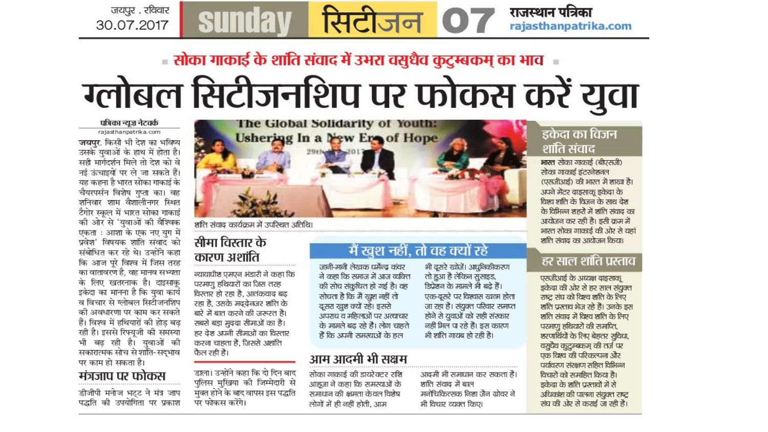■ सोका गाकाई के शांति संवाद में उभरा वसुधैव कुटुम्बकम् का भाव ■

# ग्लोबल सिटीजनशिप पर फोकस करें युवा

पत्रिका न्यूज़ नेटवर्क
rajasthanpatrika.com

**जयपुर.** किसी भी देश का भविष्य उसके युवाओं के हाथ में होता है। सही मार्गदर्शन मिले तो देश को वे नई ऊंचाइयों पर ले जा सकते हैं। यह कहना है भारत सोका गाकाई के चेयरपर्सन विशेष गुप्ता का। वह शनिवार शाम वैशालीनगर स्थित टैगोर स्कूल में भारत सोका गाकाई की ओर से 'युवाओं की वैश्विक एकता : आशा के एक नए युग में प्रवेश' विषयक शांति संवाद को संबोधित कर रहे थे। उन्होंने कहा कि आज पूरे विश्व में जिस तरह का वातावरण है, वह मानव सभ्यता के लिए खतरनाक है। दाइसाकू इकेदा का मानना है कि युवा कार्य व विचार से ग्लोबल सिटीजनशिप की अवधारणा पर काम कर सकते हैं। विश्व में हथियारों की होड़ बढ़ रही है। इससे रिफ्यूजी की समस्या भी बढ़ रही है। युवाओं की सकारात्मक सोच से शांति-सद्भाव पर काम हो सकता है।

## मंत्रजाप पर फोकस

डीजीपी मनोज भट्ट ने मंत्र जाप पद्धति की उपयोगिता पर प्रकाश डाला। उन्होंने कहा कि दो दिन बाद पुलिस मुखिया की जिम्मेदारी से मुक्त होने के बाद वापस इस पद्धति पर फोकस करेंगे।

शांति संवाद कार्यक्रम में उपस्थित अतिथि।

## सीमा विस्तार के कारण अशांति

न्यायाधीश एमएन भंडारी ने कहा कि परमाणु हथियारों का जिस तरह विस्तार हो रहा है, आतंकवाद बढ़ रहा है, उसके मद्देनजर शांति के बारे में बात करने की जरूरत है। सबसे बड़ा मुद्दा सीमाओं का है। हर देश अपनी सीमाओं का विस्तार करना चाहता है, जिससे अशांति फैल रही है।

## मैं खुश नहीं, तो वह क्यों रहे

जानी-मानी लेखक धर्मेन्द्र कंवर ने कहा कि समाज में आज व्यक्ति की सोच संकुचित हो गई है। वह सोचता है कि मैं खुश नहीं तो दूसरा खुश क्यों रहे। इससे अपराध व महिलाओं पर अत्याचार के मामले बढ़ रहे हैं। लोग चाहते हैं कि अपनी समस्याओं के हल भी दूसरे खोजें। आधुनिकीकरण तो हुआ है लेकिन सुसाइड, डिप्रेशन के मामले भी बढ़े हैं। एक-दूसरे पर विश्वास खत्म होता जा रहा है। संयुक्त परिवार समाप्त होने से युवाओं को सही संस्कार नहीं मिल पा रहे हैं। इस कारण भी शांति गायब हो रही है।

## आम आदमी भी सक्षम

सोका गाकाई की डायरेक्टर राशि आहूजा ने कहा कि समस्याओं के समाधान की क्षमता केवल विशेष लोगों में ही नहीं होती, आम आदमी भी समाधान कर सकता है। शांति संवाद में बाल मनोचिकित्सक निशा जैन ग्रोवर ने भी विचार व्यक्त किए।

## इकेदा का विजन शांति संवाद

**भारत** सोका गाकाई (बीएसजी) सोका गाकाई इंटरनेशनल (एसजीआई) की भारत में शाखा है। अपने मेंटर दाइसाकू इकेदा के विश्व शांति के विजन के साथ देश के विभिन्न शहरों में शांति संवाद का आयोजन कर रही है। इसी क्रम में भारत सोका गाकाई की ओर से यहां शांति संवाद का आयोजन किया।

## हर साल शांति प्रस्ताव

एसजीआई के अध्यक्ष दाइसाकू इकेदा की ओर से हर साल संयुक्त राष्ट्र संघ को विश्व शांति के लिए शांति प्रस्ताव भेज रहे हैं। उनके इस शांति संवाद में विश्व शांति के लिए परमाणु हथियारों की समाप्ति, शरणार्थियों के लिए बेहतर सुविधा, वसुधैव कुटुम्बकम् की तर्ज पर एक विश्व की परिकल्पना और पर्यावरण संरक्षण सहित विभिन्न विचारों को समाहित किया है। इकेदा के शांति प्रस्तावों में से अधिकांश की पालना संयुक्त राष्ट्र संघ की ओर से कराई जा रही हैं।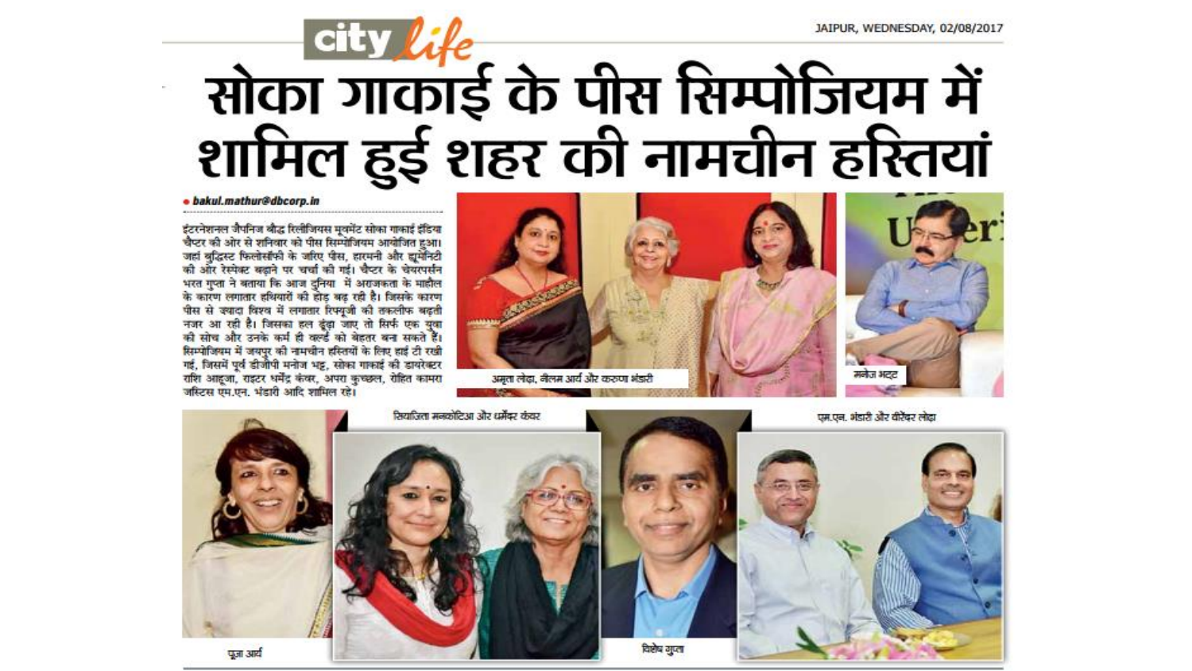city life

JAIPUR, WEDNESDAY, 02/08/2017

# सोका गाकाई के पीस सिम्पोजियम में शामिल हुई शहर की नामचीन हस्तियां

• bakul.mathur@dbcorp.in

इंटरनेशनल जैपनिज बौद्ध रिलीजियस मूवमेंट सोका गाकाई इंडिया चैप्टर की ओर से शनिवार को पीस सिम्पोजियम आयोजित हुआ। जहां बुद्धिस्ट फिलोसॉफी के जरिए पीस, हारमनी और ह्यूमैनिटी की ओर रेस्पेक्ट बढ़ाने पर चर्चा की गई। चैप्टर के चेयरपर्सन भरत गुप्ता ने बताया कि आज दुनिया में अराजकता के माहौल के कारण लगातार हथियारों की होड़ बढ़ रही है। जिसके कारण पीस से ज्यादा विश्व में लगातार रिफ्यूजी की तकलीफ बढ़ती नजर आ रही है। जिसका हल ढूंढा जाए तो सिर्फ एक युवा की सोच और उनके कर्म ही वर्ल्ड को बेहतर बना सकते हैं। सिम्पोजियम में जयपुर की नामचीन हस्तियों के लिए हाई टी रखी गई, जिसमें पूर्व डीजीपी मनोज भट्ट, सोका गाकाई की डायरेक्टर राशि आहूजा, राइटर धर्मेंद्र कंवर, अपरा कुच्छल, रोहित कामरा जस्टिस एम.एन. भंडारी आदि शामिल रहे।

अमृता लोढ़ा, नीलम आर्य और करुणा भंडारी

मनोज भट्ट

सियाजिता मनकोटिआ और धर्मेंदर कंवर

एम.एन. भंडारी और वीरेंदर लोढ़ा

पूजा आर्य

विशेष गुप्ता